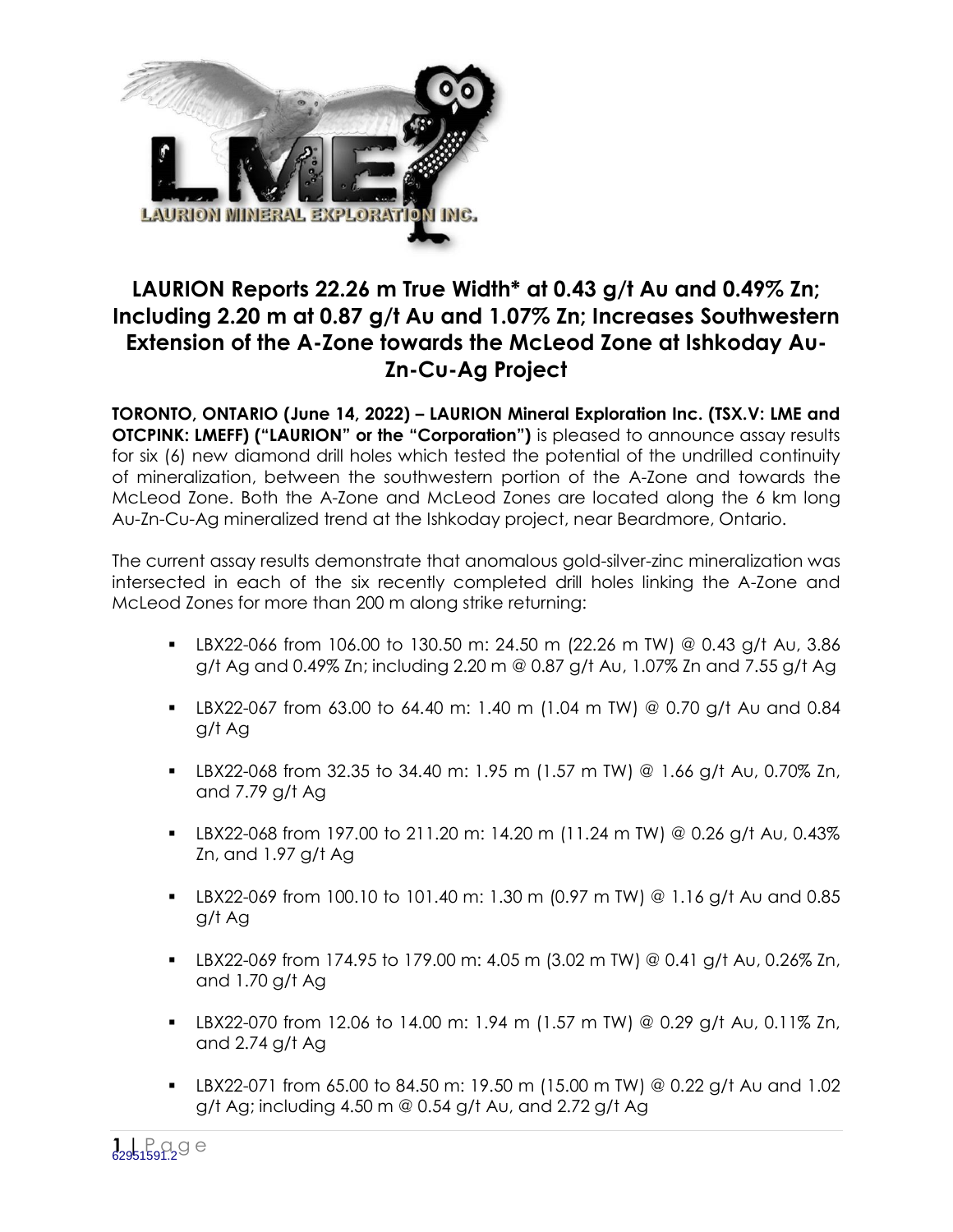# LAURION Reports 22.26 m True Width* at 0.43 g/t Au and 0.49% Zn; Including 2.20 m at 0.87 g/t Au and 1.07% Zn; Increases Southwestern Extension of the A-Zone towards the McLeod Zone at Ishkoday Au-Zn-Cu-Ag Project

**TORONTO, ONTARIO (June 14, 2022) – LAURION Mineral Exploration Inc. (TSX.V: LME and OTCPINK: LMEFF) ("LAURION" or the "Corporation")** is pleased to announce assay results for six (6) new diamond drill holes which tested the potential of the undrilled continuity of mineralization, between the southwestern portion of the A-Zone and towards the McLeod Zone. Both the A-Zone and McLeod Zones are located along the 6 km long Au-Zn-Cu-Ag mineralized trend at the Ishkoday project, near Beardmore, Ontario.

The current assay results demonstrate that anomalous gold-silver-zinc mineralization was intersected in each of the six recently completed drill holes linking the A-Zone and McLeod Zones for more than 200 m along strike returning:

- LBX22-066 from 106.00 to 130.50 m: 24.50 m (22.26 m TW) @ 0.43 g/t Au, 3.86 g/t Ag and 0.49% Zn; including 2.20 m @ 0.87 g/t Au, 1.07% Zn and 7.55 g/t Ag
- LBX22-067 from 63.00 to 64.40 m: 1.40 m (1.04 m TW) @ 0.70 g/t Au and 0.84 g/t Ag
- LBX22-068 from 32.35 to 34.40 m: 1.95 m (1.57 m TW) @ 1.66 g/t Au, 0.70% Zn, and 7.79 g/t Ag
- LBX22-068 from 197.00 to 211.20 m: 14.20 m (11.24 m TW) @ 0.26 g/t Au, 0.43% Zn, and 1.97 g/t Ag
- LBX22-069 from 100.10 to 101.40 m: 1.30 m (0.97 m TW) @ 1.16 g/t Au and 0.85 g/t Ag
- LBX22-069 from 174.95 to 179.00 m: 4.05 m (3.02 m TW) @ 0.41 g/t Au, 0.26% Zn, and 1.70 g/t Ag
- LBX22-070 from 12.06 to 14.00 m: 1.94 m (1.57 m TW) @ 0.29 g/t Au, 0.11% Zn, and 2.74 g/t Ag
- LBX22-071 from 65.00 to 84.50 m: 19.50 m (15.00 m TW) @ 0.22 g/t Au and 1.02 g/t Ag; including 4.50 m @ 0.54 g/t Au, and 2.72 g/t Ag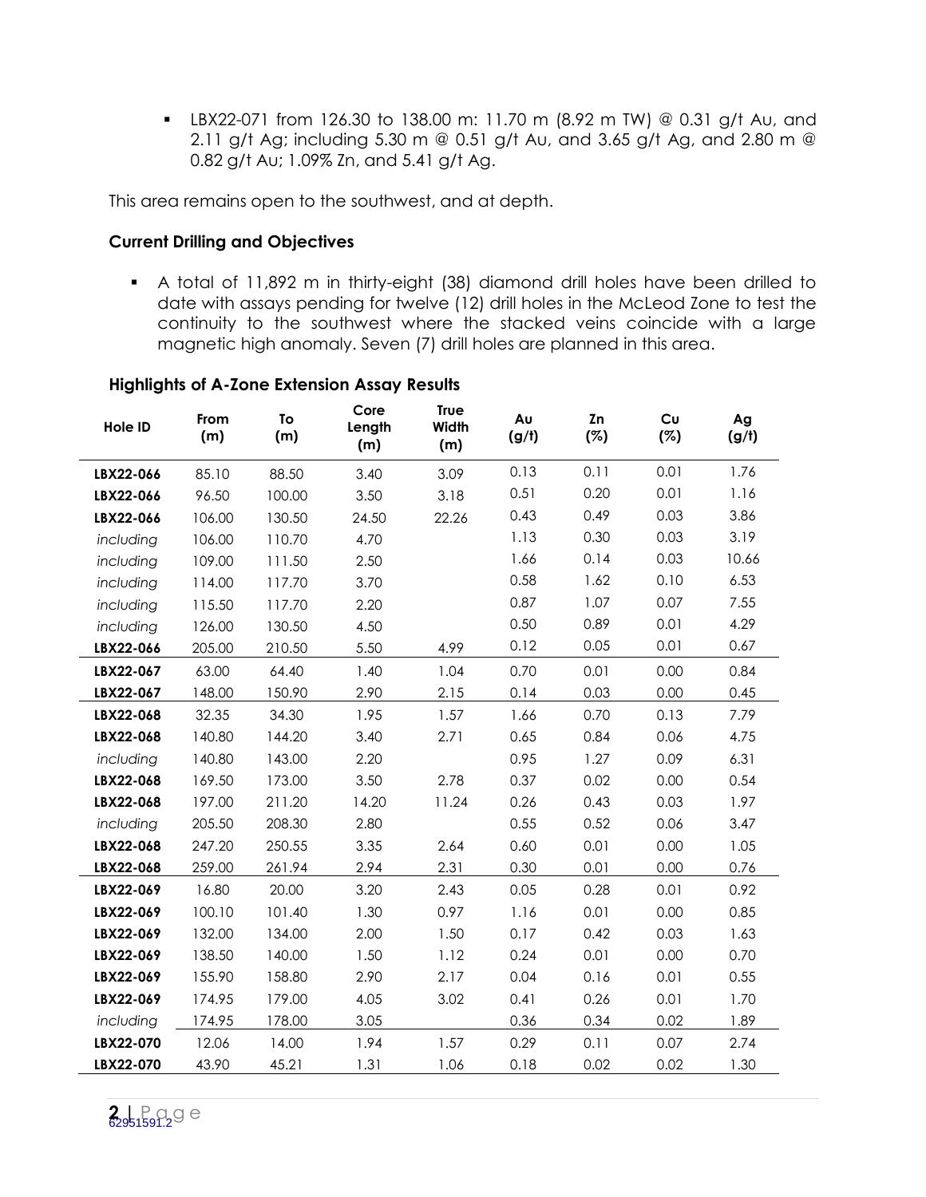- LBX22-071 from 126.30 to 138.00 m: 11.70 m (8.92 m TW) @ 0.31 g/t Au, and 2.11 g/t Ag; including 5.30 m @ 0.51 g/t Au, and 3.65 g/t Ag, and 2.80 m @ 0.82 g/t Au; 1.09% Zn, and 5.41 g/t Ag.

This area remains open to the southwest, and at depth.

**Current Drilling and Objectives**

- A total of 11,892 m in thirty-eight (38) diamond drill holes have been drilled to date with assays pending for twelve (12) drill holes in the McLeod Zone to test the continuity to the southwest where the stacked veins coincide with a large magnetic high anomaly. Seven (7) drill holes are planned in this area.

**Highlights of A-Zone Extension Assay Results**

| Hole ID | From (m) | To (m) | Core Length (m) | True Width (m) | Au (g/t) | Zn (%) | Cu (%) | Ag (g/t) |
|---|---|---|---|---|---|---|---|---|
| **LBX22-066** | 85.10 | 88.50 | 3.40 | 3.09 | 0.13 | 0.11 | 0.01 | 1.76 |
| **LBX22-066** | 96.50 | 100.00 | 3.50 | 3.18 | 0.51 | 0.20 | 0.01 | 1.16 |
| **LBX22-066** | 106.00 | 130.50 | 24.50 | 22.26 | 0.43 | 0.49 | 0.03 | 3.86 |
| *including* | 106.00 | 110.70 | 4.70 | | 1.13 | 0.30 | 0.03 | 3.19 |
| *including* | 109.00 | 111.50 | 2.50 | | 1.66 | 0.14 | 0.03 | 10.66 |
| *including* | 114.00 | 117.70 | 3.70 | | 0.58 | 1.62 | 0.10 | 6.53 |
| *including* | 115.50 | 117.70 | 2.20 | | 0.87 | 1.07 | 0.07 | 7.55 |
| *including* | 126.00 | 130.50 | 4.50 | | 0.50 | 0.89 | 0.01 | 4.29 |
| **LBX22-066** | 205.00 | 210.50 | 5.50 | 4.99 | 0.12 | 0.05 | 0.01 | 0.67 |
| **LBX22-067** | 63.00 | 64.40 | 1.40 | 1.04 | 0.70 | 0.01 | 0.00 | 0.84 |
| **LBX22-067** | 148.00 | 150.90 | 2.90 | 2.15 | 0.14 | 0.03 | 0.00 | 0.45 |
| **LBX22-068** | 32.35 | 34.30 | 1.95 | 1.57 | 1.66 | 0.70 | 0.13 | 7.79 |
| **LBX22-068** | 140.80 | 144.20 | 3.40 | 2.71 | 0.65 | 0.84 | 0.06 | 4.75 |
| *including* | 140.80 | 143.00 | 2.20 | | 0.95 | 1.27 | 0.09 | 6.31 |
| **LBX22-068** | 169.50 | 173.00 | 3.50 | 2.78 | 0.37 | 0.02 | 0.00 | 0.54 |
| **LBX22-068** | 197.00 | 211.20 | 14.20 | 11.24 | 0.26 | 0.43 | 0.03 | 1.97 |
| *including* | 205.50 | 208.30 | 2.80 | | 0.55 | 0.52 | 0.06 | 3.47 |
| **LBX22-068** | 247.20 | 250.55 | 3.35 | 2.64 | 0.60 | 0.01 | 0.00 | 1.05 |
| **LBX22-068** | 259.00 | 261.94 | 2.94 | 2.31 | 0.30 | 0.01 | 0.00 | 0.76 |
| **LBX22-069** | 16.80 | 20.00 | 3.20 | 2.43 | 0.05 | 0.28 | 0.01 | 0.92 |
| **LBX22-069** | 100.10 | 101.40 | 1.30 | 0.97 | 1.16 | 0.01 | 0.00 | 0.85 |
| **LBX22-069** | 132.00 | 134.00 | 2.00 | 1.50 | 0.17 | 0.42 | 0.03 | 1.63 |
| **LBX22-069** | 138.50 | 140.00 | 1.50 | 1.12 | 0.24 | 0.01 | 0.00 | 0.70 |
| **LBX22-069** | 155.90 | 158.80 | 2.90 | 2.17 | 0.04 | 0.16 | 0.01 | 0.55 |
| **LBX22-069** | 174.95 | 179.00 | 4.05 | 3.02 | 0.41 | 0.26 | 0.01 | 1.70 |
| *including* | 174.95 | 178.00 | 3.05 | | 0.36 | 0.34 | 0.02 | 1.89 |
| **LBX22-070** | 12.06 | 14.00 | 1.94 | 1.57 | 0.29 | 0.11 | 0.07 | 2.74 |
| **LBX22-070** | 43.90 | 45.21 | 1.31 | 1.06 | 0.18 | 0.02 | 0.02 | 1.30 |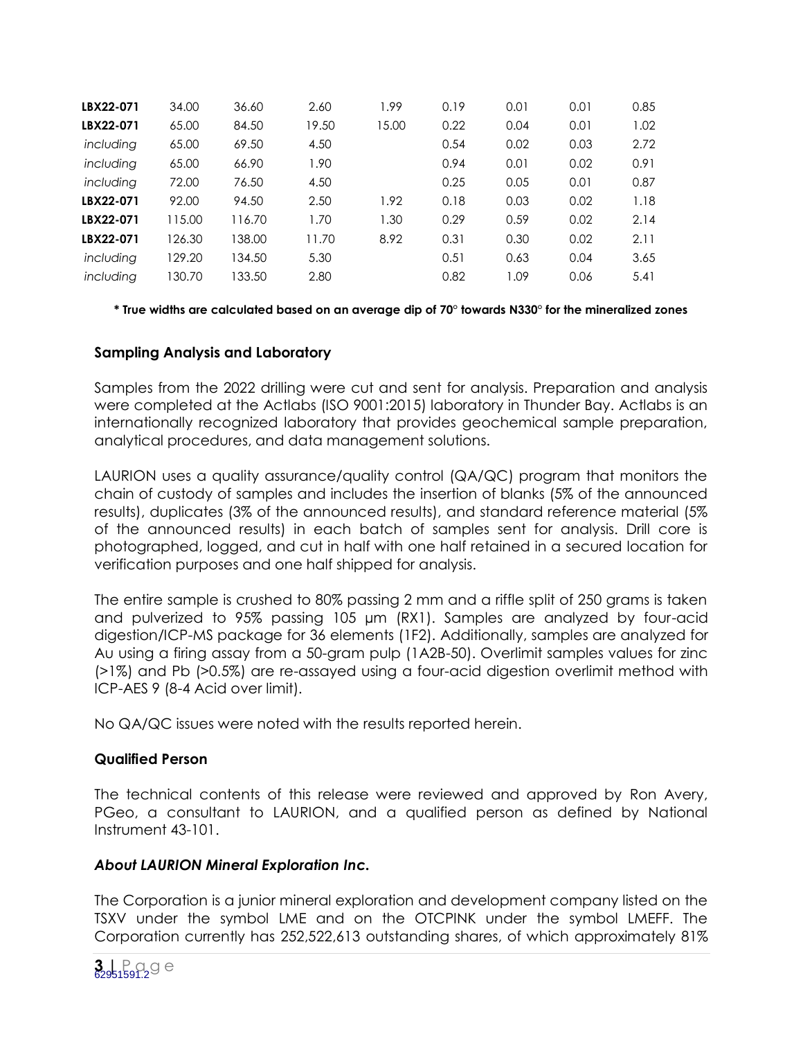| | | | | | | | | |
|---|---|---|---|---|---|---|---|---|
| **LBX22-071** | 34.00 | 36.60 | 2.60 | 1.99 | 0.19 | 0.01 | 0.01 | 0.85 |
| **LBX22-071** | 65.00 | 84.50 | 19.50 | 15.00 | 0.22 | 0.04 | 0.01 | 1.02 |
| *including* | 65.00 | 69.50 | 4.50 | | 0.54 | 0.02 | 0.03 | 2.72 |
| *including* | 65.00 | 66.90 | 1.90 | | 0.94 | 0.01 | 0.02 | 0.91 |
| *including* | 72.00 | 76.50 | 4.50 | | 0.25 | 0.05 | 0.01 | 0.87 |
| **LBX22-071** | 92.00 | 94.50 | 2.50 | 1.92 | 0.18 | 0.03 | 0.02 | 1.18 |
| **LBX22-071** | 115.00 | 116.70 | 1.70 | 1.30 | 0.29 | 0.59 | 0.02 | 2.14 |
| **LBX22-071** | 126.30 | 138.00 | 11.70 | 8.92 | 0.31 | 0.30 | 0.02 | 2.11 |
| *including* | 129.20 | 134.50 | 5.30 | | 0.51 | 0.63 | 0.04 | 3.65 |
| *including* | 130.70 | 133.50 | 2.80 | | 0.82 | 1.09 | 0.06 | 5.41 |

**\* True widths are calculated based on an average dip of 70° towards N330° for the mineralized zones**

### Sampling Analysis and Laboratory

Samples from the 2022 drilling were cut and sent for analysis. Preparation and analysis were completed at the Actlabs (ISO 9001:2015) laboratory in Thunder Bay. Actlabs is an internationally recognized laboratory that provides geochemical sample preparation, analytical procedures, and data management solutions.

LAURION uses a quality assurance/quality control (QA/QC) program that monitors the chain of custody of samples and includes the insertion of blanks (5% of the announced results), duplicates (3% of the announced results), and standard reference material (5% of the announced results) in each batch of samples sent for analysis. Drill core is photographed, logged, and cut in half with one half retained in a secured location for verification purposes and one half shipped for analysis.

The entire sample is crushed to 80% passing 2 mm and a riffle split of 250 grams is taken and pulverized to 95% passing 105 µm (RX1). Samples are analyzed by four-acid digestion/ICP-MS package for 36 elements (1F2). Additionally, samples are analyzed for Au using a firing assay from a 50-gram pulp (1A2B-50). Overlimit samples values for zinc (>1%) and Pb (>0.5%) are re-assayed using a four-acid digestion overlimit method with ICP-AES 9 (8-4 Acid over limit).

No QA/QC issues were noted with the results reported herein.

### Qualified Person

The technical contents of this release were reviewed and approved by Ron Avery, PGeo, a consultant to LAURION, and a qualified person as defined by National Instrument 43-101.

### *About LAURION Mineral Exploration Inc.*

The Corporation is a junior mineral exploration and development company listed on the TSXV under the symbol LME and on the OTCPINK under the symbol LMEFF. The Corporation currently has 252,522,613 outstanding shares, of which approximately 81%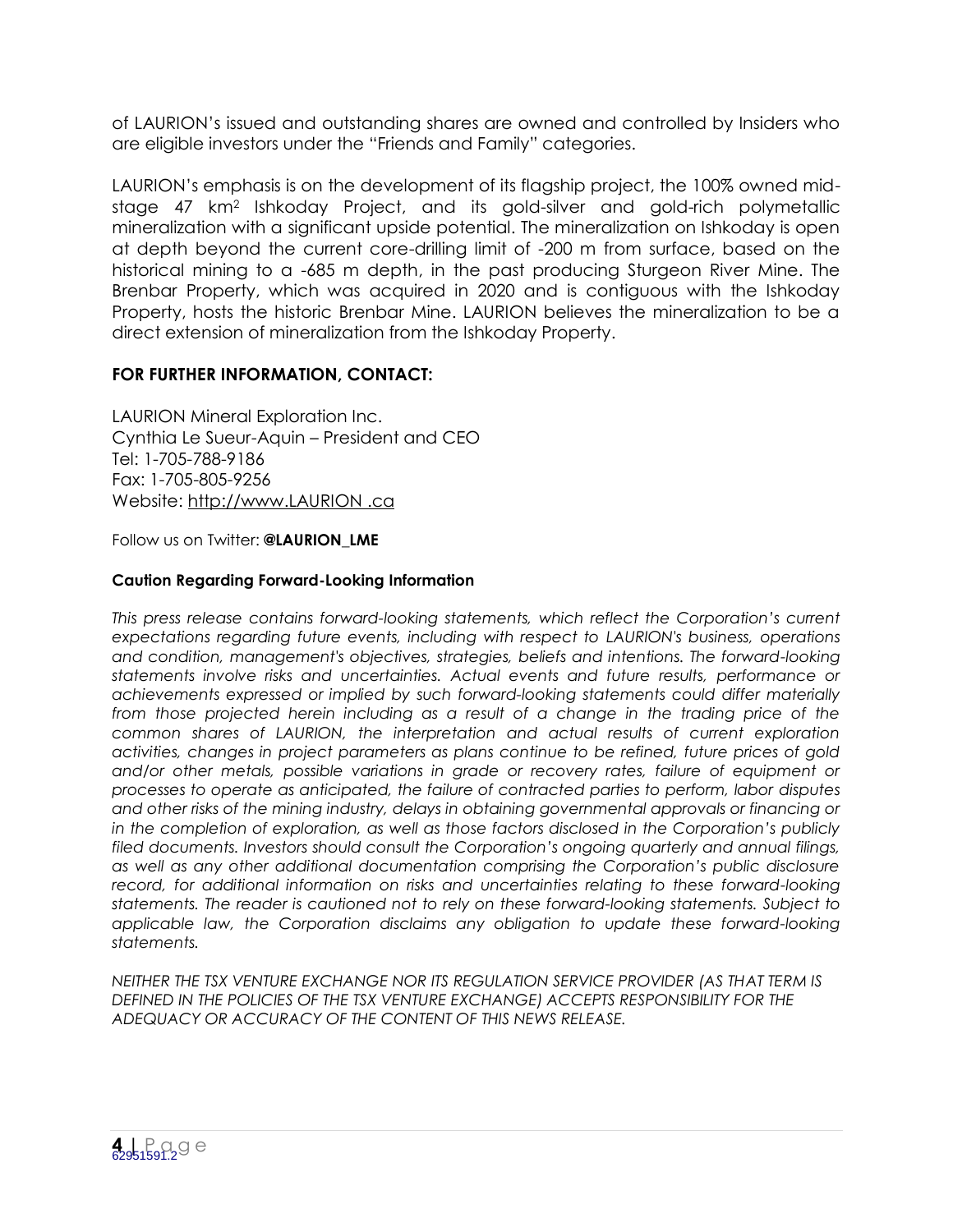of LAURION's issued and outstanding shares are owned and controlled by Insiders who are eligible investors under the "Friends and Family" categories.

LAURION's emphasis is on the development of its flagship project, the 100% owned mid-stage 47 km$^2$ Ishkoday Project, and its gold-silver and gold-rich polymetallic mineralization with a significant upside potential. The mineralization on Ishkoday is open at depth beyond the current core-drilling limit of -200 m from surface, based on the historical mining to a -685 m depth, in the past producing Sturgeon River Mine. The Brenbar Property, which was acquired in 2020 and is contiguous with the Ishkoday Property, hosts the historic Brenbar Mine. LAURION believes the mineralization to be a direct extension of mineralization from the Ishkoday Property.

### FOR FURTHER INFORMATION, CONTACT:

LAURION Mineral Exploration Inc.
Cynthia Le Sueur-Aquin – President and CEO
Tel: 1-705-788-9186
Fax: 1-705-805-9256
Website: http://www.LAURION .ca

Follow us on Twitter: **@LAURION_LME**

#### Caution Regarding Forward-Looking Information

*This press release contains forward-looking statements, which reflect the Corporation's current expectations regarding future events, including with respect to LAURION's business, operations and condition, management's objectives, strategies, beliefs and intentions. The forward-looking statements involve risks and uncertainties. Actual events and future results, performance or achievements expressed or implied by such forward-looking statements could differ materially from those projected herein including as a result of a change in the trading price of the common shares of LAURION, the interpretation and actual results of current exploration activities, changes in project parameters as plans continue to be refined, future prices of gold and/or other metals, possible variations in grade or recovery rates, failure of equipment or processes to operate as anticipated, the failure of contracted parties to perform, labor disputes and other risks of the mining industry, delays in obtaining governmental approvals or financing or in the completion of exploration, as well as those factors disclosed in the Corporation's publicly filed documents. Investors should consult the Corporation's ongoing quarterly and annual filings, as well as any other additional documentation comprising the Corporation's public disclosure record, for additional information on risks and uncertainties relating to these forward-looking statements. The reader is cautioned not to rely on these forward-looking statements. Subject to applicable law, the Corporation disclaims any obligation to update these forward-looking statements.*

*NEITHER THE TSX VENTURE EXCHANGE NOR ITS REGULATION SERVICE PROVIDER (AS THAT TERM IS DEFINED IN THE POLICIES OF THE TSX VENTURE EXCHANGE) ACCEPTS RESPONSIBILITY FOR THE ADEQUACY OR ACCURACY OF THE CONTENT OF THIS NEWS RELEASE.*

62951591.2